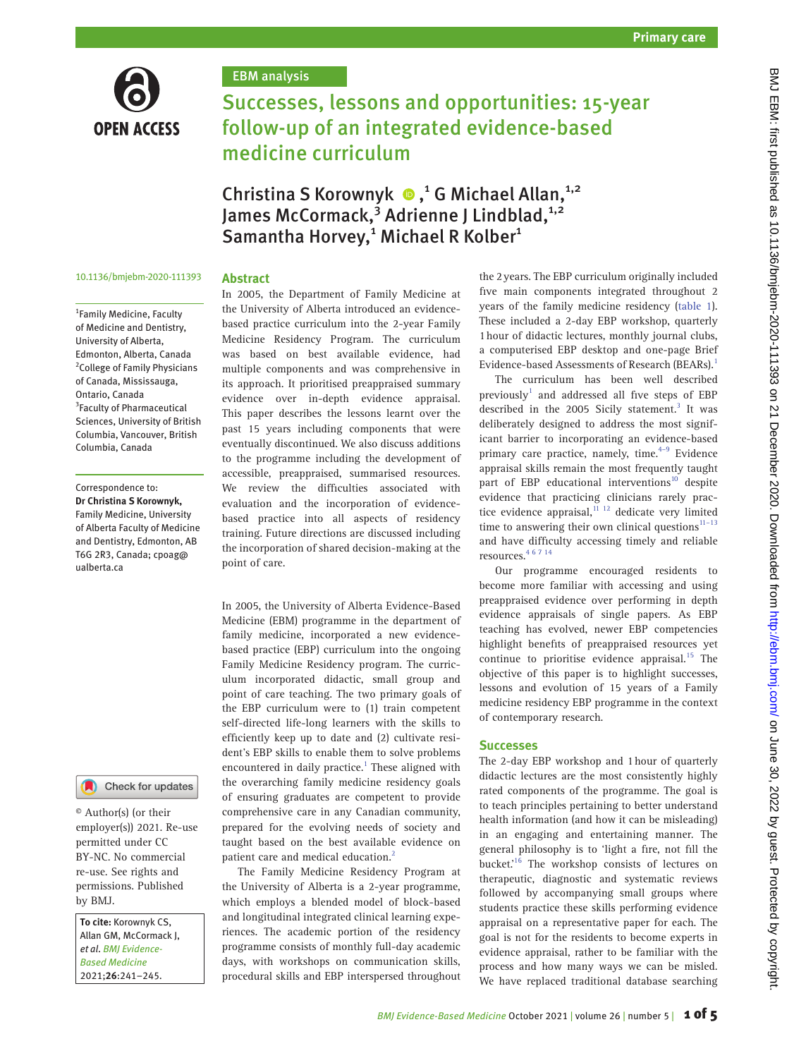EBM analysis

# Successes, lessons and opportunities: 15-year follow-up of an integrated evidence-based medicine curriculum

Christina S Korownyk,[1] G Michael Allan,[1,2] James McCormack,[3] Adrienne J Lindblad,[1,2] Samantha Horvey,[1] Michael R Kolber[1]

10.1136/bmjebm-2020-111393

[1]Family Medicine, Faculty of Medicine and Dentistry, University of Alberta, Edmonton, Alberta, Canada
[2]College of Family Physicians of Canada, Mississauga, Ontario, Canada
[3]Faculty of Pharmaceutical Sciences, University of British Columbia, Vancouver, British Columbia, Canada

Correspondence to: **Dr Christina S Korownyk,** Family Medicine, University of Alberta Faculty of Medicine and Dentistry, Edmonton, AB T6G 2R3, Canada; cpoag@ualberta.ca

© Author(s) (or their employer(s)) 2021. Re-use permitted under CC BY-NC. No commercial re-use. See rights and permissions. Published by BMJ.

**To cite:** Korownyk CS, Allan GM, McCormack J, *et al. BMJ Evidence-Based Medicine* 2021;**26**:241–245.

## Abstract

In 2005, the Department of Family Medicine at the University of Alberta introduced an evidence-based practice curriculum into the 2-year Family Medicine Residency Program. The curriculum was based on best available evidence, had multiple components and was comprehensive in its approach. It prioritised preappraised summary evidence over in-depth evidence appraisal. This paper describes the lessons learnt over the past 15 years including components that were eventually discontinued. We also discuss additions to the programme including the development of accessible, preappraised, summarised resources. We review the difficulties associated with evaluation and the incorporation of evidence-based practice into all aspects of residency training. Future directions are discussed including the incorporation of shared decision-making at the point of care.

In 2005, the University of Alberta Evidence-Based Medicine (EBM) programme in the department of family medicine, incorporated a new evidence-based practice (EBP) curriculum into the ongoing Family Medicine Residency program. The curriculum incorporated didactic, small group and point of care teaching. The two primary goals of the EBP curriculum were to (1) train competent self-directed life-long learners with the skills to efficiently keep up to date and (2) cultivate resident's EBP skills to enable them to solve problems encountered in daily practice.[1] These aligned with the overarching family medicine residency goals of ensuring graduates are competent to provide comprehensive care in any Canadian community, prepared for the evolving needs of society and taught based on the best available evidence on patient care and medical education.[2]

The Family Medicine Residency Program at the University of Alberta is a 2-year programme, which employs a blended model of block-based and longitudinal integrated clinical learning experiences. The academic portion of the residency programme consists of monthly full-day academic days, with workshops on communication skills, procedural skills and EBP interspersed throughout the 2 years. The EBP curriculum originally included five main components integrated throughout 2 years of the family medicine residency (table 1). These included a 2-day EBP workshop, quarterly 1 hour of didactic lectures, monthly journal clubs, a computerised EBP desktop and one-page Brief Evidence-based Assessments of Research (BEARs).[1]

The curriculum has been well described previously[1] and addressed all five steps of EBP described in the 2005 Sicily statement.[3] It was deliberately designed to address the most significant barrier to incorporating an evidence-based primary care practice, namely, time.[4–9] Evidence appraisal skills remain the most frequently taught part of EBP educational interventions[10] despite evidence that practicing clinicians rarely practice evidence appraisal,[11 12] dedicate very limited time to answering their own clinical questions[11–13] and have difficulty accessing timely and reliable resources.[4 6 7 14]

Our programme encouraged residents to become more familiar with accessing and using preappraised evidence over performing in depth evidence appraisals of single papers. As EBP teaching has evolved, newer EBP competencies highlight benefits of preappraised resources yet continue to prioritise evidence appraisal.[15] The objective of this paper is to highlight successes, lessons and evolution of 15 years of a Family medicine residency EBP programme in the context of contemporary research.

## Successes

The 2-day EBP workshop and 1 hour of quarterly didactic lectures are the most consistently highly rated components of the programme. The goal is to teach principles pertaining to better understand health information (and how it can be misleading) in an engaging and entertaining manner. The general philosophy is to 'light a fire, not fill the bucket.'[16] The workshop consists of lectures on therapeutic, diagnostic and systematic reviews followed by accompanying small groups where students practice these skills performing evidence appraisal on a representative paper for each. The goal is not for the residents to become experts in evidence appraisal, rather to be familiar with the process and how many ways we can be misled. We have replaced traditional database searching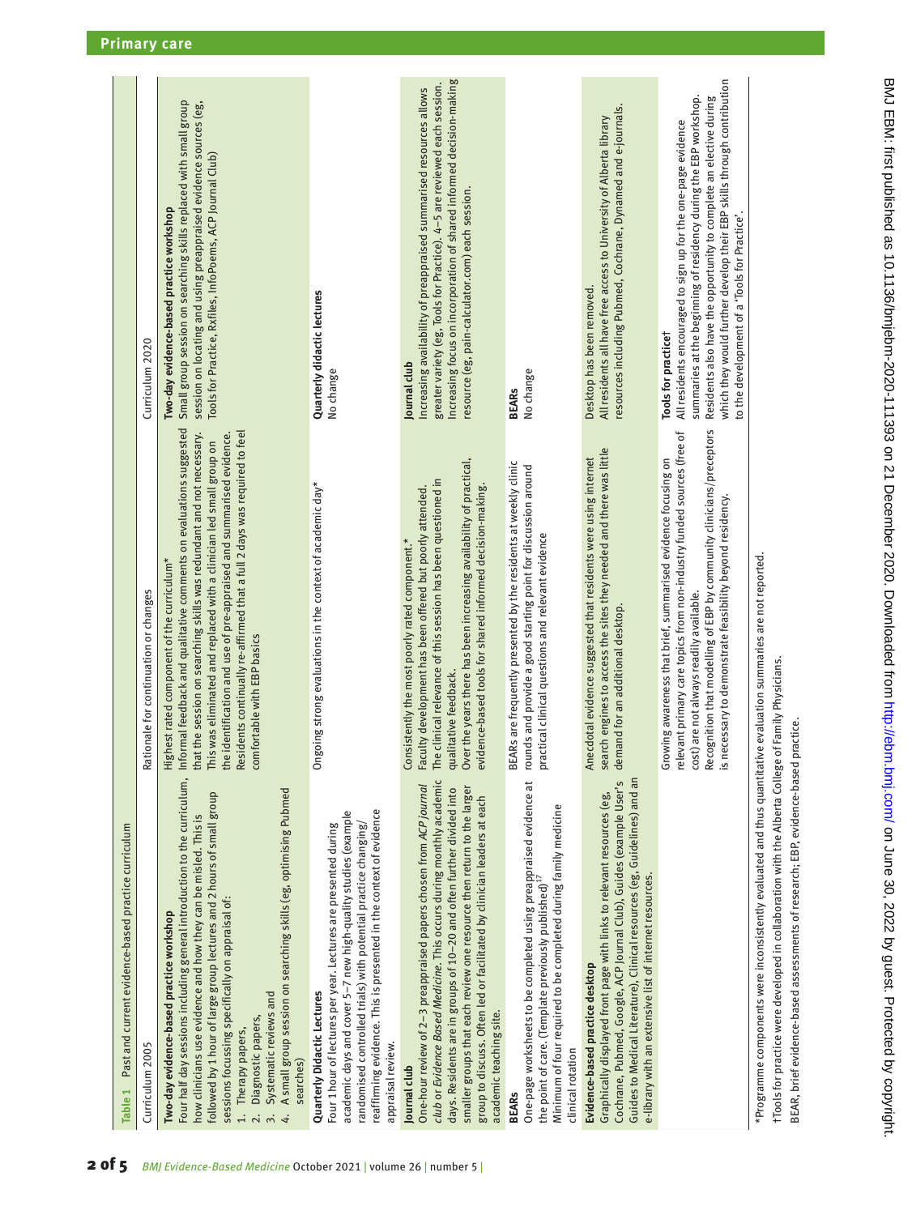**Table 1** Past and current evidence-based practice curriculum

| Curriculum 2005 | Rationale for continuation or changes | Curriculum 2020 |
|---|---|---|
| **Two-day evidence-based practice workshop**<br>Four half day sessions including general introduction to the curriculum, how clinicians use evidence and how they can be misled. This is followed by 1 hour of large group lectures and 2 hours of small group sessions focussing specifically on appraisal of:<br>1. Therapy papers,<br>2. Diagnostic papers,<br>3. Systematic reviews and<br>4. A small group session on searching skills (eg, optimising Pubmed searches) | Highest rated component of the curriculum*<br>Informal feedback and qualitative comments on evaluations suggested that the session on searching skills was redundant and not necessary. This was eliminated and replaced with a clinician led small group on the identification and use of pre-appraised and summarised evidence.<br>Residents continually re-affirmed that a full 2 days was required to feel comfortable with EBP basics | **Two-day evidence-based practice workshop**<br>Small group session on searching skills replaced with small group session on locating and using preappraised evidence sources (eg, Tools for Practice, Rxfiles, InfoPoems, ACP Journal Club) |
| **Quarterly Didactic Lectures**<br>Four 1 hour of lectures per year. Lectures are presented during academic days and cover 5–7 new high-quality studies (example randomised controlled trials) with potential practice changing/reaffirming evidence. This is presented in the context of evidence appraisal review. | Ongoing strong evaluations in the context of academic day* | **Quarterly didactic lectures**<br>No change |
| **Journal club**<br>One-hour review of 2–3 preappraised papers chosen from *ACP Journal club* or *Evidence Based Medicine*. This occurs during monthly academic days. Residents are in groups of 10–20 and often further divided into smaller groups that each review one resource then return to the larger group to discuss. Often led or facilitated by clinician leaders at each academic teaching site. | Consistently the most poorly rated component.*<br>Faculty development has been offered but poorly attended.<br>The clinical relevance of this session has been questioned in qualitative feedback.<br>Over the years there has been increasing availability of practical, evidence-based tools for shared informed decision-making. | **Journal club**<br>Increasing availability of preappraised summarised resources allows greater variety (eg, Tools for Practice). 4–5 are reviewed each session.<br>Increasing focus on incorporation of shared informed decision-making resource (eg, pain-calculator.com) each session. |
| **BEARs**<br>One-page worksheets to be completed using preappraised evidence at the point of care. (Template previously published)[17]<br>Minimum of four required to be completed during family medicine clinical rotation | BEARs are frequently presented by the residents at weekly clinic rounds and provide a good starting point for discussion around practical clinical questions and relevant evidence | **BEARs**<br>No change |
| **Evidence-based practice desktop**<br>Graphically displayed front page with links to relevant resources (eg, Cochrane, Pubmed, Google, ACP Journal Club), Guides (example User's Guides to Medical Literature), Clinical resources (eg, Guidelines) and an e-library with an extensive list of internet resources. | Anecdotal evidence suggested that residents were using internet search engines to access the sites they needed and there was little demand for an additional desktop. | Desktop has been removed.<br>All residents all have free access to University of Alberta library resources including Pubmed, Cochrane, Dynamed and e-journals. |
| | Growing awareness that brief, summarised evidence focusing on relevant primary care topics from non-industry funded sources (free of cost) are not always readily available.<br>Recognition that modelling of EBP by community clinicians/preceptors is necessary to demonstrate feasibility beyond residency. | **Tools for practice†**<br>All residents encouraged to sign up for the one-page evidence summaries at the beginning of residency during the EBP workshop.<br>Residents also have the opportunity to complete an elective during which they would further develop their EBP skills through contribution to the development of a 'Tools for Practice'. |

*Programme components were inconsistently evaluated and thus quantitative evaluation summaries are not reported.

†Tools for practice were developed in collaboration with the Alberta College of Family Physicians.

BEAR, brief evidence-based assessments of research; EBP, evidence-based practice.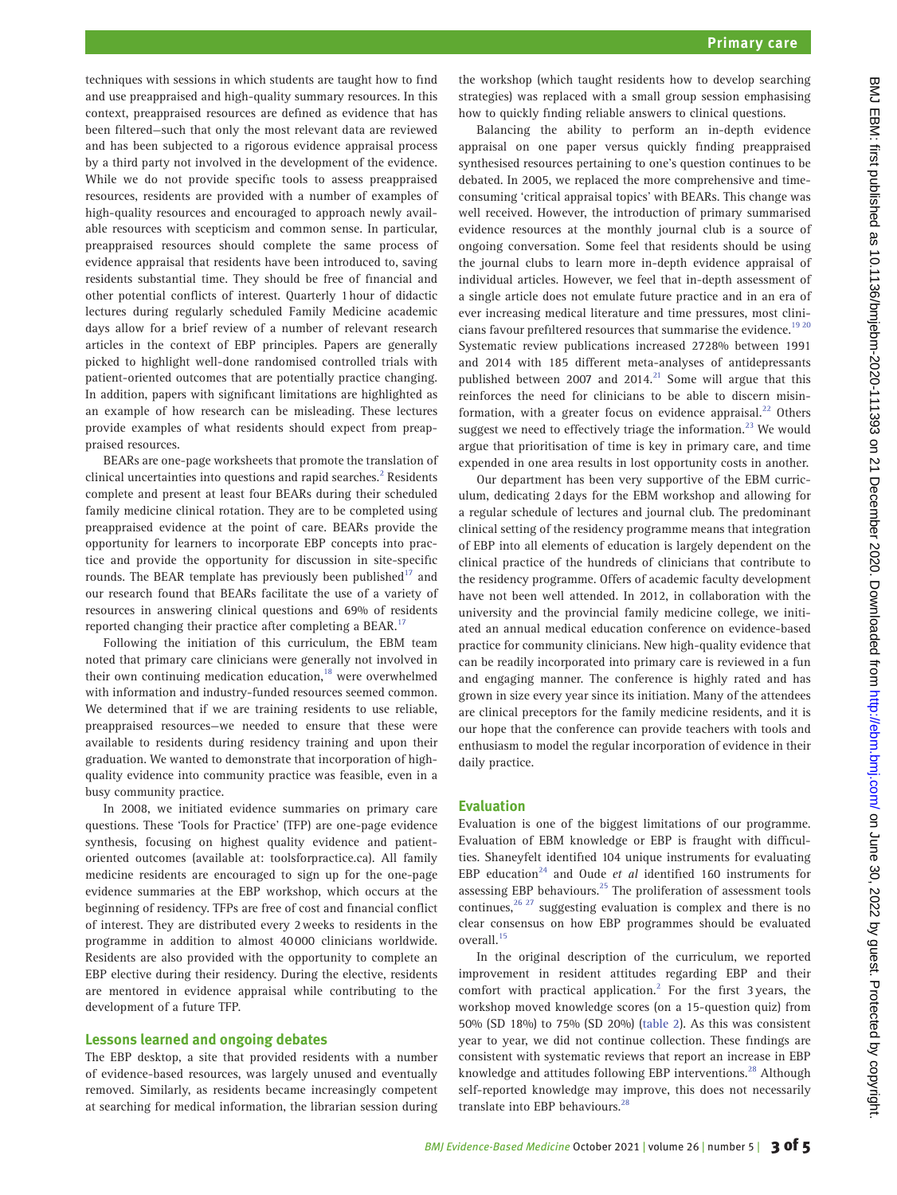techniques with sessions in which students are taught how to find and use preappraised and high-quality summary resources. In this context, preappraised resources are defined as evidence that has been filtered—such that only the most relevant data are reviewed and has been subjected to a rigorous evidence appraisal process by a third party not involved in the development of the evidence. While we do not provide specific tools to assess preappraised resources, residents are provided with a number of examples of high-quality resources and encouraged to approach newly available resources with scepticism and common sense. In particular, preappraised resources should complete the same process of evidence appraisal that residents have been introduced to, saving residents substantial time. They should be free of financial and other potential conflicts of interest. Quarterly 1 hour of didactic lectures during regularly scheduled Family Medicine academic days allow for a brief review of a number of relevant research articles in the context of EBP principles. Papers are generally picked to highlight well-done randomised controlled trials with patient-oriented outcomes that are potentially practice changing. In addition, papers with significant limitations are highlighted as an example of how research can be misleading. These lectures provide examples of what residents should expect from preappraised resources.

BEARs are one-page worksheets that promote the translation of clinical uncertainties into questions and rapid searches.[2] Residents complete and present at least four BEARs during their scheduled family medicine clinical rotation. They are to be completed using preappraised evidence at the point of care. BEARs provide the opportunity for learners to incorporate EBP concepts into practice and provide the opportunity for discussion in site-specific rounds. The BEAR template has previously been published[17] and our research found that BEARs facilitate the use of a variety of resources in answering clinical questions and 69% of residents reported changing their practice after completing a BEAR.[17]

Following the initiation of this curriculum, the EBM team noted that primary care clinicians were generally not involved in their own continuing medication education,[18] were overwhelmed with information and industry-funded resources seemed common. We determined that if we are training residents to use reliable, preappraised resources—we needed to ensure that these were available to residents during residency training and upon their graduation. We wanted to demonstrate that incorporation of high-quality evidence into community practice was feasible, even in a busy community practice.

In 2008, we initiated evidence summaries on primary care questions. These 'Tools for Practice' (TFP) are one-page evidence synthesis, focusing on highest quality evidence and patient-oriented outcomes (available at: toolsforpractice.ca). All family medicine residents are encouraged to sign up for the one-page evidence summaries at the EBP workshop, which occurs at the beginning of residency. TFPs are free of cost and financial conflict of interest. They are distributed every 2 weeks to residents in the programme in addition to almost 40 000 clinicians worldwide. Residents are also provided with the opportunity to complete an EBP elective during their residency. During the elective, residents are mentored in evidence appraisal while contributing to the development of a future TFP.

## Lessons learned and ongoing debates

The EBP desktop, a site that provided residents with a number of evidence-based resources, was largely unused and eventually removed. Similarly, as residents became increasingly competent at searching for medical information, the librarian session during the workshop (which taught residents how to develop searching strategies) was replaced with a small group session emphasising how to quickly finding reliable answers to clinical questions.

Balancing the ability to perform an in-depth evidence appraisal on one paper versus quickly finding preappraised synthesised resources pertaining to one's question continues to be debated. In 2005, we replaced the more comprehensive and time-consuming 'critical appraisal topics' with BEARs. This change was well received. However, the introduction of primary summarised evidence resources at the monthly journal club is a source of ongoing conversation. Some feel that residents should be using the journal clubs to learn more in-depth evidence appraisal of individual articles. However, we feel that in-depth assessment of a single article does not emulate future practice and in an era of ever increasing medical literature and time pressures, most clinicians favour prefiltered resources that summarise the evidence.[19,20] Systematic review publications increased 2728% between 1991 and 2014 with 185 different meta-analyses of antidepressants published between 2007 and 2014.[21] Some will argue that this reinforces the need for clinicians to be able to discern misinformation, with a greater focus on evidence appraisal.[22] Others suggest we need to effectively triage the information.[23] We would argue that prioritisation of time is key in primary care, and time expended in one area results in lost opportunity costs in another.

Our department has been very supportive of the EBM curriculum, dedicating 2 days for the EBM workshop and allowing for a regular schedule of lectures and journal club. The predominant clinical setting of the residency programme means that integration of EBP into all elements of education is largely dependent on the clinical practice of the hundreds of clinicians that contribute to the residency programme. Offers of academic faculty development have not been well attended. In 2012, in collaboration with the university and the provincial family medicine college, we initiated an annual medical education conference on evidence-based practice for community clinicians. New high-quality evidence that can be readily incorporated into primary care is reviewed in a fun and engaging manner. The conference is highly rated and has grown in size every year since its initiation. Many of the attendees are clinical preceptors for the family medicine residents, and it is our hope that the conference can provide teachers with tools and enthusiasm to model the regular incorporation of evidence in their daily practice.

## Evaluation

Evaluation is one of the biggest limitations of our programme. Evaluation of EBM knowledge or EBP is fraught with difficulties. Shaneyfelt identified 104 unique instruments for evaluating EBP education[24] and Oude *et al* identified 160 instruments for assessing EBP behaviours.[25] The proliferation of assessment tools continues,[26,27] suggesting evaluation is complex and there is no clear consensus on how EBP programmes should be evaluated overall.[15]

In the original description of the curriculum, we reported improvement in resident attitudes regarding EBP and their comfort with practical application.[2] For the first 3 years, the workshop moved knowledge scores (on a 15-question quiz) from 50% (SD 18%) to 75% (SD 20%) (table 2). As this was consistent year to year, we did not continue collection. These findings are consistent with systematic reviews that report an increase in EBP knowledge and attitudes following EBP interventions.[28] Although self-reported knowledge may improve, this does not necessarily translate into EBP behaviours.[28]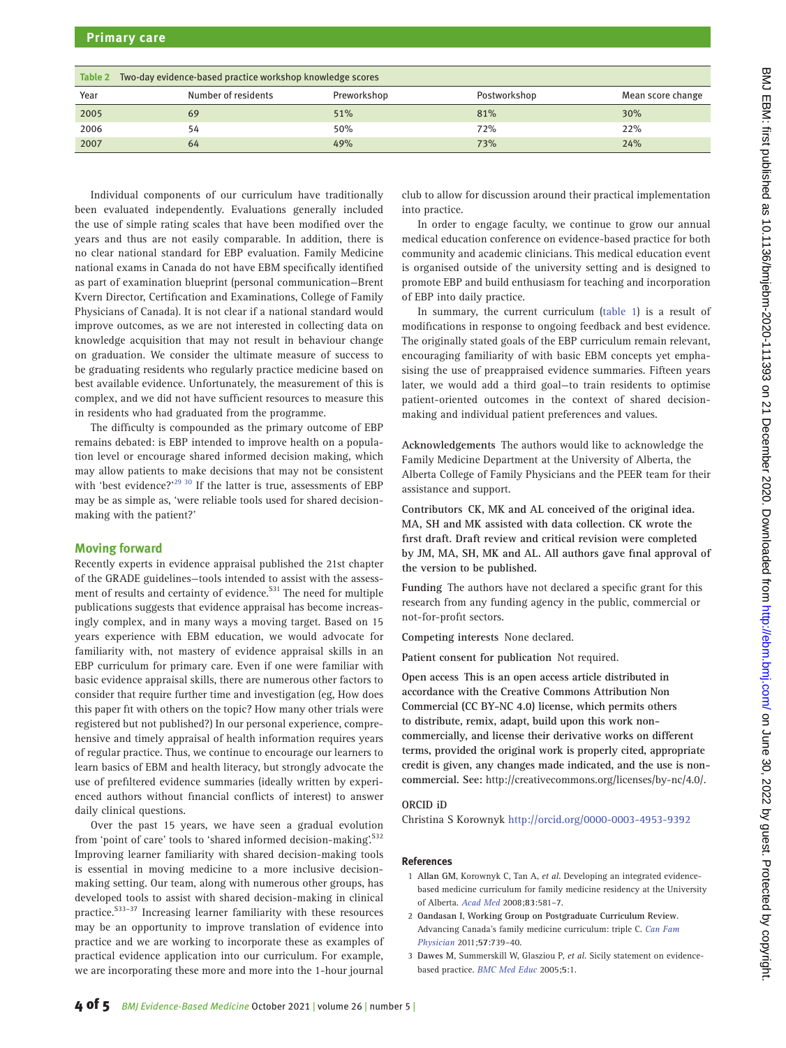**Table 2** Two-day evidence-based practice workshop knowledge scores

| Year | Number of residents | Preworkshop | Postworkshop | Mean score change |
|---|---|---|---|---|
| 2005 | 69 | 51% | 81% | 30% |
| 2006 | 54 | 50% | 72% | 22% |
| 2007 | 64 | 49% | 73% | 24% |

Individual components of our curriculum have traditionally been evaluated independently. Evaluations generally included the use of simple rating scales that have been modified over the years and thus are not easily comparable. In addition, there is no clear national standard for EBP evaluation. Family Medicine national exams in Canada do not have EBM specifically identified as part of examination blueprint (personal communication—Brent Kvern Director, Certification and Examinations, College of Family Physicians of Canada). It is not clear if a national standard would improve outcomes, as we are not interested in collecting data on knowledge acquisition that may not result in behaviour change on graduation. We consider the ultimate measure of success to be graduating residents who regularly practice medicine based on best available evidence. Unfortunately, the measurement of this is complex, and we did not have sufficient resources to measure this in residents who had graduated from the programme.

The difficulty is compounded as the primary outcome of EBP remains debated: is EBP intended to improve health on a population level or encourage shared informed decision making, which may allow patients to make decisions that may not be consistent with 'best evidence?'[29 30] If the latter is true, assessments of EBP may be as simple as, 'were reliable tools used for shared decision-making with the patient?'

## Moving forward

Recently experts in evidence appraisal published the 21st chapter of the GRADE guidelines—tools intended to assist with the assessment of results and certainty of evidence.[S31] The need for multiple publications suggests that evidence appraisal has become increasingly complex, and in many ways a moving target. Based on 15 years experience with EBM education, we would advocate for familiarity with, not mastery of evidence appraisal skills in an EBP curriculum for primary care. Even if one were familiar with basic evidence appraisal skills, there are numerous other factors to consider that require further time and investigation (eg, How does this paper fit with others on the topic? How many other trials were registered but not published?) In our personal experience, comprehensive and timely appraisal of health information requires years of regular practice. Thus, we continue to encourage our learners to learn basics of EBM and health literacy, but strongly advocate the use of prefiltered evidence summaries (ideally written by experienced authors without financial conflicts of interest) to answer daily clinical questions.

Over the past 15 years, we have seen a gradual evolution from 'point of care' tools to 'shared informed decision-making'.[S32] Improving learner familiarity with shared decision-making tools is essential in moving medicine to a more inclusive decision-making setting. Our team, along with numerous other groups, has developed tools to assist with shared decision-making in clinical practice.[S33–37] Increasing learner familiarity with these resources may be an opportunity to improve translation of evidence into practice and we are working to incorporate these as examples of practical evidence application into our curriculum. For example, we are incorporating these more and more into the 1-hour journal club to allow for discussion around their practical implementation into practice.

In order to engage faculty, we continue to grow our annual medical education conference on evidence-based practice for both community and academic clinicians. This medical education event is organised outside of the university setting and is designed to promote EBP and build enthusiasm for teaching and incorporation of EBP into daily practice.

In summary, the current curriculum (table 1) is a result of modifications in response to ongoing feedback and best evidence. The originally stated goals of the EBP curriculum remain relevant, encouraging familiarity of with basic EBM concepts yet emphasising the use of preappraised evidence summaries. Fifteen years later, we would add a third goal—to train residents to optimise patient-oriented outcomes in the context of shared decision-making and individual patient preferences and values.

**Acknowledgements** The authors would like to acknowledge the Family Medicine Department at the University of Alberta, the Alberta College of Family Physicians and the PEER team for their assistance and support.

**Contributors CK, MK and AL conceived of the original idea. MA, SH and MK assisted with data collection. CK wrote the first draft. Draft review and critical revision were completed by JM, MA, SH, MK and AL. All authors gave final approval of the version to be published.**

**Funding** The authors have not declared a specific grant for this research from any funding agency in the public, commercial or not-for-profit sectors.

**Competing interests** None declared.

**Patient consent for publication** Not required.

**Open access This is an open access article distributed in accordance with the Creative Commons Attribution Non Commercial (CC BY-NC 4.0) license, which permits others to distribute, remix, adapt, build upon this work non-commercially, and license their derivative works on different terms, provided the original work is properly cited, appropriate credit is given, any changes made indicated, and the use is non-commercial. See:** http://creativecommons.org/licenses/by-nc/4.0/.

**ORCID iD**

Christina S Korownyk http://orcid.org/0000-0003-4953-9392

## References

1. **Allan GM**, Korownyk C, Tan A, *et al*. Developing an integrated evidence-based medicine curriculum for family medicine residency at the University of Alberta. *Acad Med* 2008;**83**:581–7.
2. **Oandasan I, Working Group on Postgraduate Curriculum Review**. Advancing Canada's family medicine curriculum: triple C. *Can Fam Physician* 2011;**57**:739–40.
3. **Dawes M**, Summerskill W, Glasziou P, *et al*. Sicily statement on evidence-based practice. *BMC Med Educ* 2005;**5**:1.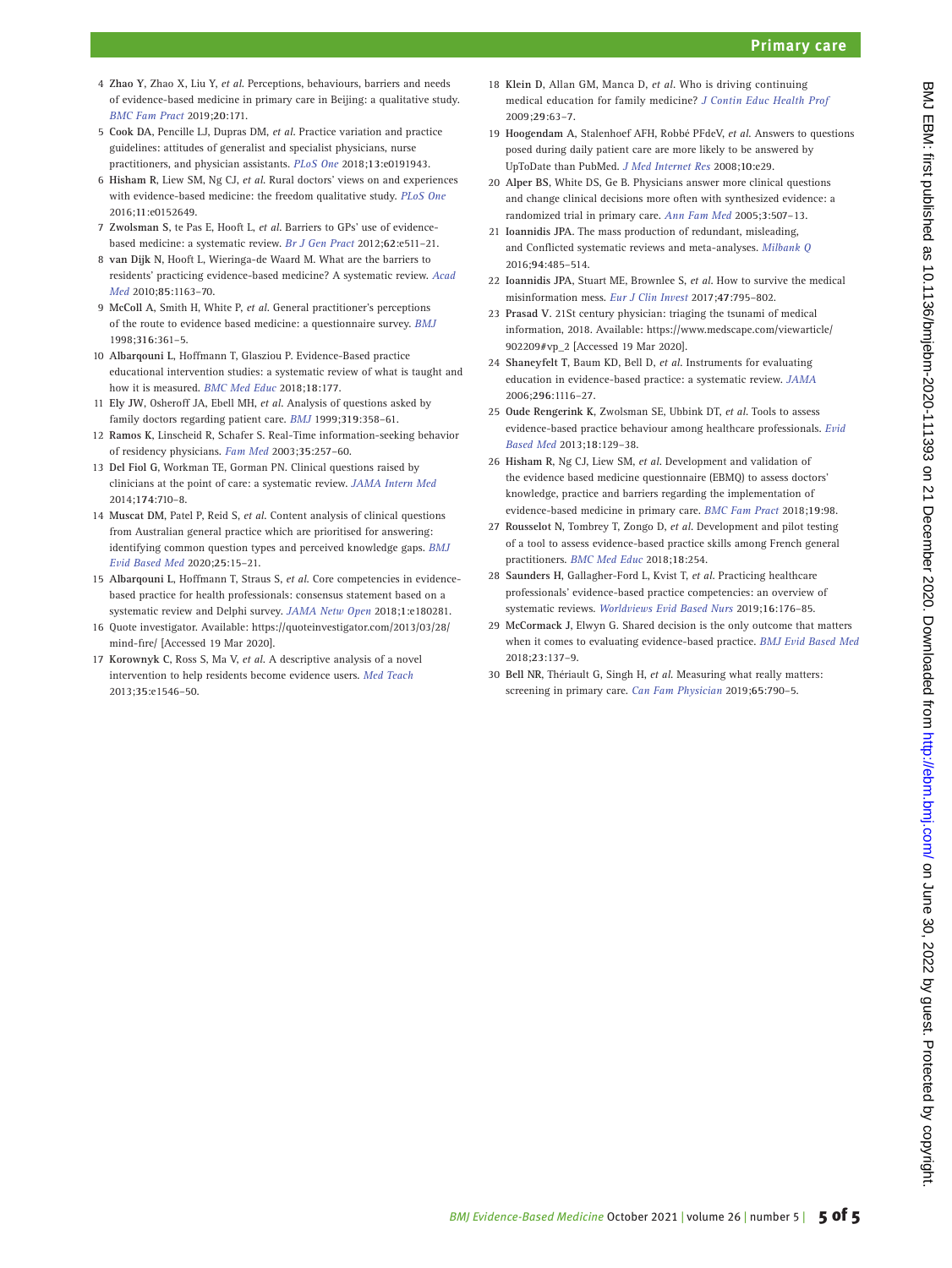4. **Zhao Y**, Zhao X, Liu Y, *et al*. Perceptions, behaviours, barriers and needs of evidence-based medicine in primary care in Beijing: a qualitative study. *BMC Fam Pract* 2019;**20**:171.
5. **Cook DA**, Pencille LJ, Dupras DM, *et al*. Practice variation and practice guidelines: attitudes of generalist and specialist physicians, nurse practitioners, and physician assistants. *PLoS One* 2018;**13**:e0191943.
6. **Hisham R**, Liew SM, Ng CJ, *et al*. Rural doctors' views on and experiences with evidence-based medicine: the freedom qualitative study. *PLoS One* 2016;**11**:e0152649.
7. **Zwolsman S**, te Pas E, Hooft L, *et al*. Barriers to GPs' use of evidence-based medicine: a systematic review. *Br J Gen Pract* 2012;**62**:e511–21.
8. **van Dijk N**, Hooft L, Wieringa-de Waard M. What are the barriers to residents' practicing evidence-based medicine? A systematic review. *Acad Med* 2010;**85**:1163–70.
9. **McColl A**, Smith H, White P, *et al*. General practitioner's perceptions of the route to evidence based medicine: a questionnaire survey. *BMJ* 1998;**316**:361–5.
10. **Albarqouni L**, Hoffmann T, Glasziou P. Evidence-Based practice educational intervention studies: a systematic review of what is taught and how it is measured. *BMC Med Educ* 2018;**18**:177.
11. **Ely JW**, Osheroff JA, Ebell MH, *et al*. Analysis of questions asked by family doctors regarding patient care. *BMJ* 1999;**319**:358–61.
12. **Ramos K**, Linscheid R, Schafer S. Real-Time information-seeking behavior of residency physicians. *Fam Med* 2003;**35**:257–60.
13. **Del Fiol G**, Workman TE, Gorman PN. Clinical questions raised by clinicians at the point of care: a systematic review. *JAMA Intern Med* 2014;**174**:710–8.
14. **Muscat DM**, Patel P, Reid S, *et al*. Content analysis of clinical questions from Australian general practice which are prioritised for answering: identifying common question types and perceived knowledge gaps. *BMJ Evid Based Med* 2020;**25**:15–21.
15. **Albarqouni L**, Hoffmann T, Straus S, *et al*. Core competencies in evidence-based practice for health professionals: consensus statement based on a systematic review and Delphi survey. *JAMA Netw Open* 2018;**1**:e180281.
16. Quote investigator. Available: https://quoteinvestigator.com/2013/03/28/mind-fire/ [Accessed 19 Mar 2020].
17. **Korownyk C**, Ross S, Ma V, *et al*. A descriptive analysis of a novel intervention to help residents become evidence users. *Med Teach* 2013;**35**:e1546–50.
18. **Klein D**, Allan GM, Manca D, *et al*. Who is driving continuing medical education for family medicine? *J Contin Educ Health Prof* 2009;**29**:63–7.
19. **Hoogendam A**, Stalenhoef AFH, Robbé PFdeV, *et al*. Answers to questions posed during daily patient care are more likely to be answered by UpToDate than PubMed. *J Med Internet Res* 2008;**10**:e29.
20. **Alper BS**, White DS, Ge B. Physicians answer more clinical questions and change clinical decisions more often with synthesized evidence: a randomized trial in primary care. *Ann Fam Med* 2005;**3**:507–13.
21. **Ioannidis JPA**. The mass production of redundant, misleading, and Conflicted systematic reviews and meta-analyses. *Milbank Q* 2016;**94**:485–514.
22. **Ioannidis JPA**, Stuart ME, Brownlee S, *et al*. How to survive the medical misinformation mess. *Eur J Clin Invest* 2017;**47**:795–802.
23. **Prasad V**. 21St century physician: triaging the tsunami of medical information, 2018. Available: https://www.medscape.com/viewarticle/902209#vp_2 [Accessed 19 Mar 2020].
24. **Shaneyfelt T**, Baum KD, Bell D, *et al*. Instruments for evaluating education in evidence-based practice: a systematic review. *JAMA* 2006;**296**:1116–27.
25. **Oude Rengerink K**, Zwolsman SE, Ubbink DT, *et al*. Tools to assess evidence-based practice behaviour among healthcare professionals. *Evid Based Med* 2013;**18**:129–38.
26. **Hisham R**, Ng CJ, Liew SM, *et al*. Development and validation of the evidence based medicine questionnaire (EBMQ) to assess doctors' knowledge, practice and barriers regarding the implementation of evidence-based medicine in primary care. *BMC Fam Pract* 2018;**19**:98.
27. **Rousselot N**, Tombrey T, Zongo D, *et al*. Development and pilot testing of a tool to assess evidence-based practice skills among French general practitioners. *BMC Med Educ* 2018;**18**:254.
28. **Saunders H**, Gallagher-Ford L, Kvist T, *et al*. Practicing healthcare professionals' evidence-based practice competencies: an overview of systematic reviews. *Worldviews Evid Based Nurs* 2019;**16**:176–85.
29. **McCormack J**, Elwyn G. Shared decision is the only outcome that matters when it comes to evaluating evidence-based practice. *BMJ Evid Based Med* 2018;**23**:137–9.
30. **Bell NR**, Thériault G, Singh H, *et al*. Measuring what really matters: screening in primary care. *Can Fam Physician* 2019;**65**:790–5.